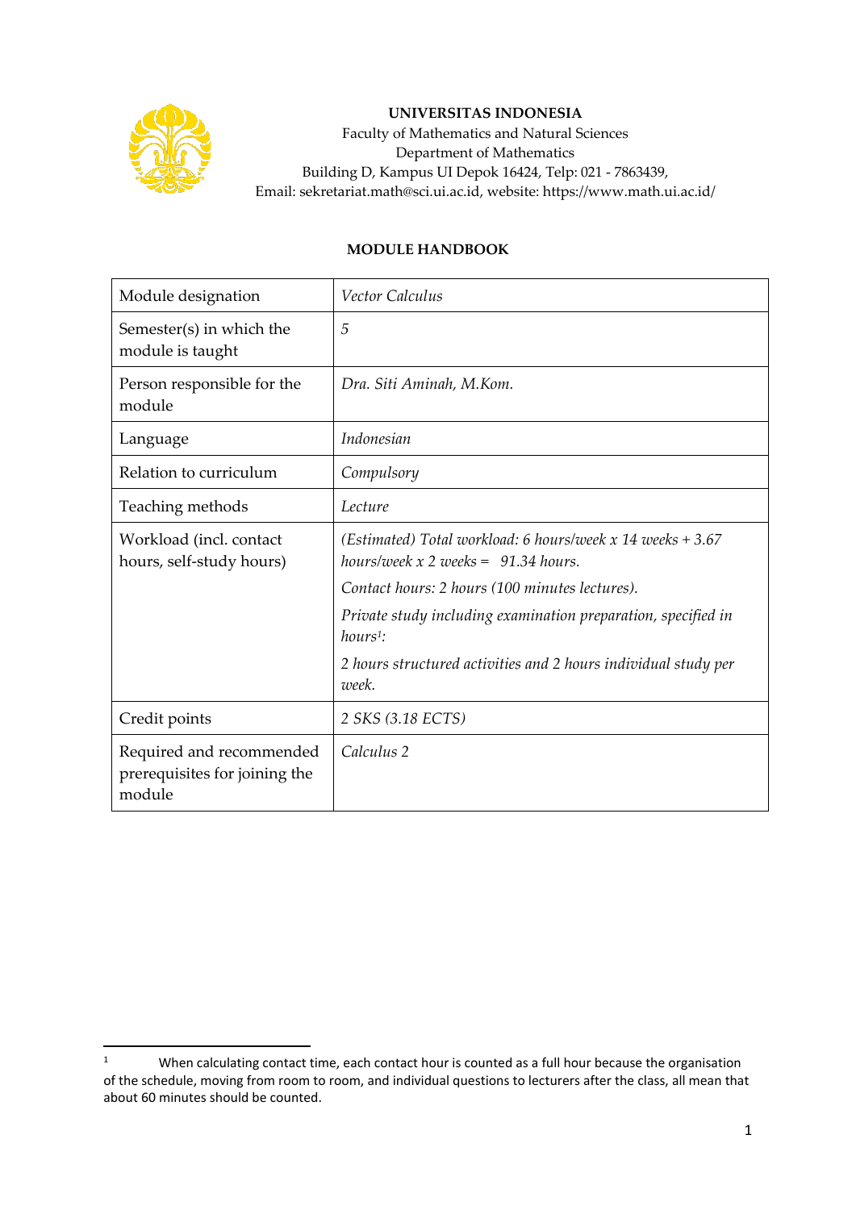**UNIVERSITAS INDONESIA**
Faculty of Mathematics and Natural Sciences
Department of Mathematics
Building D, Kampus UI Depok 16424, Telp: 021 - 7863439,
Email: sekretariat.math@sci.ui.ac.id, website: https://www.math.ui.ac.id/

**MODULE HANDBOOK**

| Module designation | *Vector Calculus* |
|---|---|
| Semester(s) in which the module is taught | *5* |
| Person responsible for the module | *Dra. Siti Aminah, M.Kom.* |
| Language | *Indonesian* |
| Relation to curriculum | *Compulsory* |
| Teaching methods | *Lecture* |
| Workload (incl. contact hours, self-study hours) | *(Estimated) Total workload: 6 hours/week x 14 weeks + 3.67 hours/week x 2 weeks = 91.34 hours.*<br>*Contact hours: 2 hours (100 minutes lectures).*<br>*Private study including examination preparation, specified in hours[1]:*<br>*2 hours structured activities and 2 hours individual study per week.* |
| Credit points | *2 SKS (3.18 ECTS)* |
| Required and recommended prerequisites for joining the module | *Calculus 2* |

[1] When calculating contact time, each contact hour is counted as a full hour because the organisation of the schedule, moving from room to room, and individual questions to lecturers after the class, all mean that about 60 minutes should be counted.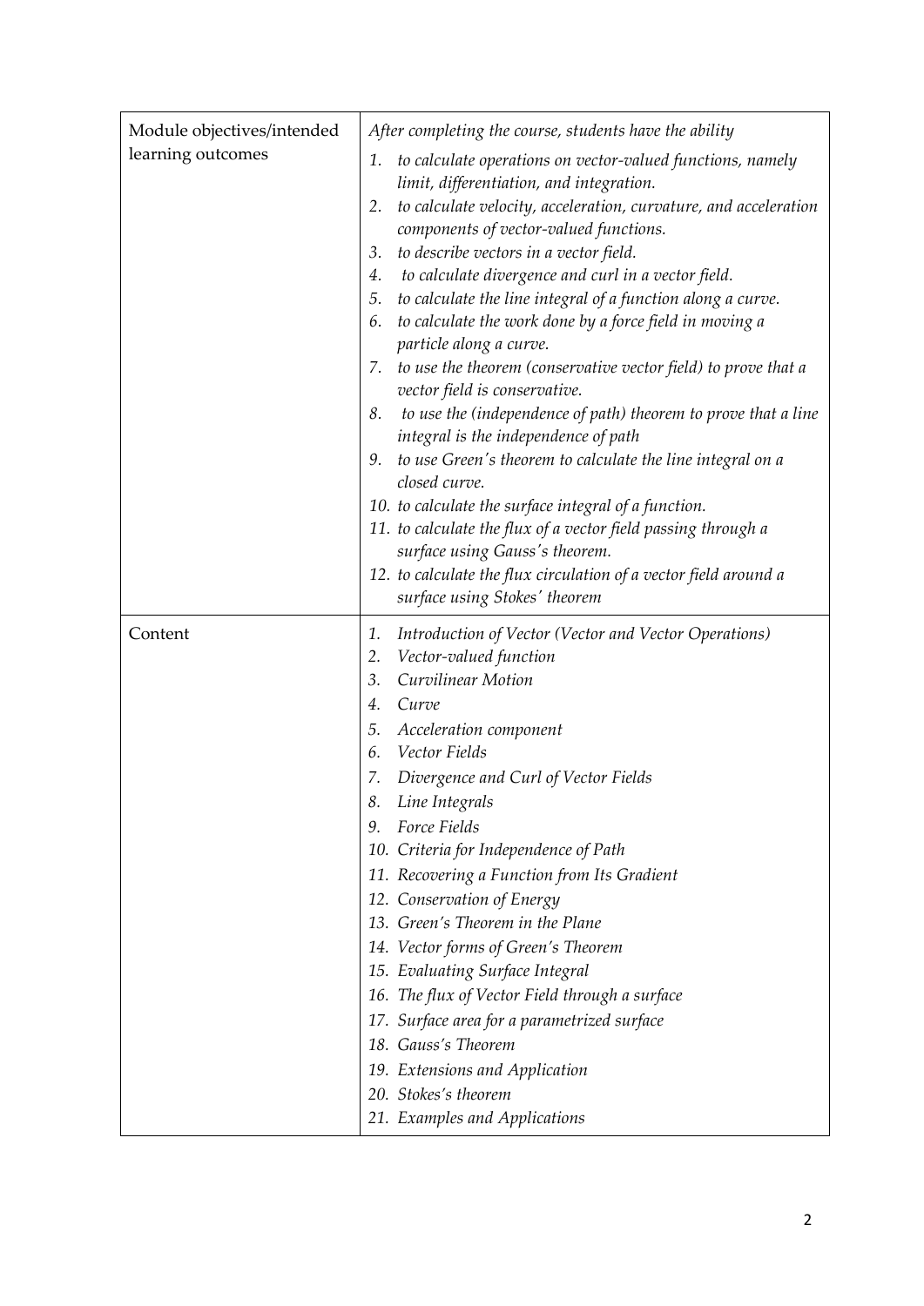| Module objectives/intended learning outcomes | *After completing the course, students have the ability*<br>1. *to calculate operations on vector-valued functions, namely limit, differentiation, and integration.*<br>2. *to calculate velocity, acceleration, curvature, and acceleration components of vector-valued functions.*<br>3. *to describe vectors in a vector field.*<br>4. *to calculate divergence and curl in a vector field.*<br>5. *to calculate the line integral of a function along a curve.*<br>6. *to calculate the work done by a force field in moving a particle along a curve.*<br>7. *to use the theorem (conservative vector field) to prove that a vector field is conservative.*<br>8. *to use the (independence of path) theorem to prove that a line integral is the independence of path*<br>9. *to use Green's theorem to calculate the line integral on a closed curve.*<br>10. *to calculate the surface integral of a function.*<br>11. *to calculate the flux of a vector field passing through a surface using Gauss's theorem.*<br>12. *to calculate the flux circulation of a vector field around a surface using Stokes' theorem* |
|---|---|
| Content | 1. *Introduction of Vector (Vector and Vector Operations)*<br>2. *Vector-valued function*<br>3. *Curvilinear Motion*<br>4. *Curve*<br>5. *Acceleration component*<br>6. *Vector Fields*<br>7. *Divergence and Curl of Vector Fields*<br>8. *Line Integrals*<br>9. *Force Fields*<br>10. *Criteria for Independence of Path*<br>11. *Recovering a Function from Its Gradient*<br>12. *Conservation of Energy*<br>13. *Green's Theorem in the Plane*<br>14. *Vector forms of Green's Theorem*<br>15. *Evaluating Surface Integral*<br>16. *The flux of Vector Field through a surface*<br>17. *Surface area for a parametrized surface*<br>18. *Gauss's Theorem*<br>19. *Extensions and Application*<br>20. *Stokes's theorem*<br>21. *Examples and Applications* |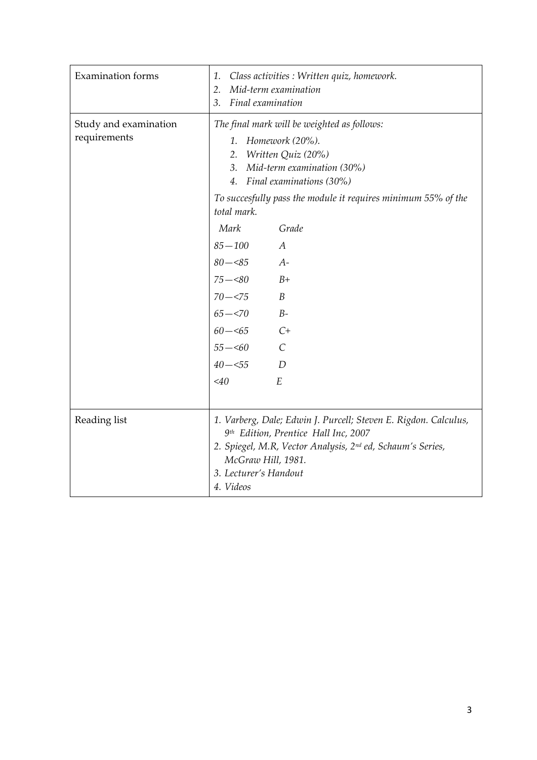| | |
|---|---|
| Examination forms | 1. *Class activities : Written quiz, homework.*<br>2. *Mid-term examination*<br>3. *Final examination* |
| Study and examination requirements | *The final mark will be weighted as follows:*<br>1. *Homework (20%).*<br>2. *Written Quiz (20%)*<br>3. *Mid-term examination (30%)*<br>4. *Final examinations (30%)*<br><br>*To succesfully pass the module it requires minimum 55% of the total mark.*<br><br>*Mark* — *Grade*<br>*85—100* — *A*<br>*80—<85* — *A-*<br>*75—<80* — *B+*<br>*70—<75* — *B*<br>*65—<70* — *B-*<br>*60—<65* — *C+*<br>*55—<60* — *C*<br>*40—<55* — *D*<br>*<40* — *E* |
| Reading list | *1. Varberg, Dale; Edwin J. Purcell; Steven E. Rigdon. Calculus, 9th Edition, Prentice Hall Inc, 2007*<br>*2. Spiegel, M.R, Vector Analysis, 2nd ed, Schaum's Series, McGraw Hill, 1981.*<br>*3. Lecturer's Handout*<br>*4. Videos* |